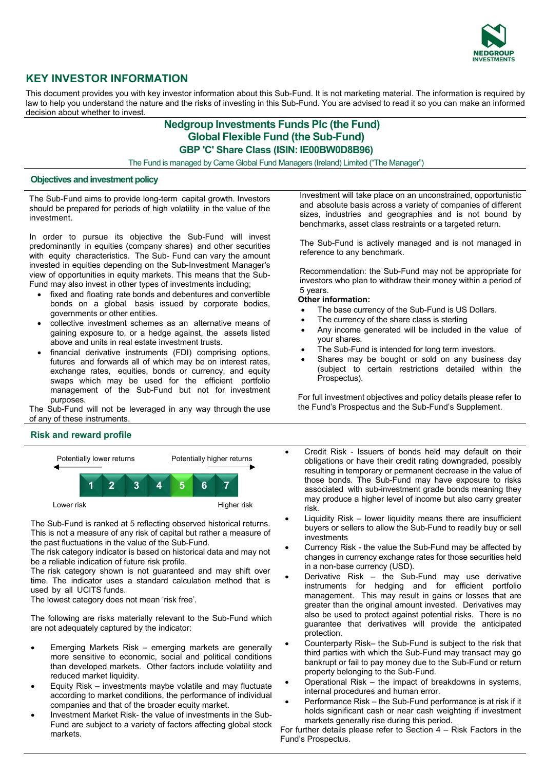# KEY INVESTOR INFORMATION

This document provides you with key investor information about this Sub-Fund. It is not marketing material. The information is required by law to help you understand the nature and the risks of investing in this Sub-Fund. You are advised to read it so you can make an informed decision about whether to invest.

## Nedgroup Investments Funds Plc (the Fund)
## Global Flexible Fund (the Sub-Fund)
### GBP 'C' Share Class (ISIN: IE00BW0D8B96)

The Fund is managed by Carne Global Fund Managers (Ireland) Limited ("The Manager")

## Objectives and investment policy

The Sub-Fund aims to provide long-term capital growth. Investors should be prepared for periods of high volatility in the value of the investment.

In order to pursue its objective the Sub-Fund will invest predominantly in equities (company shares) and other securities with equity characteristics. The Sub- Fund can vary the amount invested in equities depending on the Sub-Investment Manager's view of opportunities in equity markets. This means that the Sub-Fund may also invest in other types of investments including;

- fixed and floating rate bonds and debentures and convertible bonds on a global basis issued by corporate bodies, governments or other entities.
- collective investment schemes as an alternative means of gaining exposure to, or a hedge against, the assets listed above and units in real estate investment trusts.
- financial derivative instruments (FDI) comprising options, futures and forwards all of which may be on interest rates, exchange rates, equities, bonds or currency, and equity swaps which may be used for the efficient portfolio management of the Sub-Fund but not for investment purposes.

The Sub-Fund will not be leveraged in any way through the use of any of these instruments.

Investment will take place on an unconstrained, opportunistic and absolute basis across a variety of companies of different sizes, industries and geographies and is not bound by benchmarks, asset class restraints or a targeted return.

The Sub-Fund is actively managed and is not managed in reference to any benchmark.

Recommendation: the Sub-Fund may not be appropriate for investors who plan to withdraw their money within a period of 5 years.

**Other information:**

- The base currency of the Sub-Fund is US Dollars.
- The currency of the share class is sterling
- Any income generated will be included in the value of your shares.
- The Sub-Fund is intended for long term investors.
- Shares may be bought or sold on any business day (subject to certain restrictions detailed within the Prospectus).

For full investment objectives and policy details please refer to the Fund's Prospectus and the Sub-Fund's Supplement.

## Risk and reward profile

Potentially lower returns ← → Potentially higher returns

| 1 | 2 | 3 | 4 | **5** | 6 | 7 |
|---|---|---|---|---|---|---|

Lower risk — Higher risk

The Sub-Fund is ranked at 5 reflecting observed historical returns. This is not a measure of any risk of capital but rather a measure of the past fluctuations in the value of the Sub-Fund.

The risk category indicator is based on historical data and may not be a reliable indication of future risk profile.

The risk category shown is not guaranteed and may shift over time. The indicator uses a standard calculation method that is used by all UCITS funds.

The lowest category does not mean 'risk free'.

The following are risks materially relevant to the Sub-Fund which are not adequately captured by the indicator:

- Emerging Markets Risk – emerging markets are generally more sensitive to economic, social and political conditions than developed markets. Other factors include volatility and reduced market liquidity.
- Equity Risk – investments maybe volatile and may fluctuate according to market conditions, the performance of individual companies and that of the broader equity market.
- Investment Market Risk- the value of investments in the Sub-Fund are subject to a variety of factors affecting global stock markets.
- Credit Risk - Issuers of bonds held may default on their obligations or have their credit rating downgraded, possibly resulting in temporary or permanent decrease in the value of those bonds. The Sub-Fund may have exposure to risks associated with sub-investment grade bonds meaning they may produce a higher level of income but also carry greater risk.
- Liquidity Risk – lower liquidity means there are insufficient buyers or sellers to allow the Sub-Fund to readily buy or sell investments
- Currency Risk - the value the Sub-Fund may be affected by changes in currency exchange rates for those securities held in a non-base currency (USD).
- Derivative Risk – the Sub-Fund may use derivative instruments for hedging and for efficient portfolio management. This may result in gains or losses that are greater than the original amount invested. Derivatives may also be used to protect against potential risks. There is no guarantee that derivatives will provide the anticipated protection.
- Counterparty Risk– the Sub-Fund is subject to the risk that third parties with which the Sub-Fund may transact may go bankrupt or fail to pay money due to the Sub-Fund or return property belonging to the Sub-Fund.
- Operational Risk – the impact of breakdowns in systems, internal procedures and human error.
- Performance Risk – the Sub-Fund performance is at risk if it holds significant cash or near cash weighting if investment markets generally rise during this period.

For further details please refer to Section 4 – Risk Factors in the Fund's Prospectus.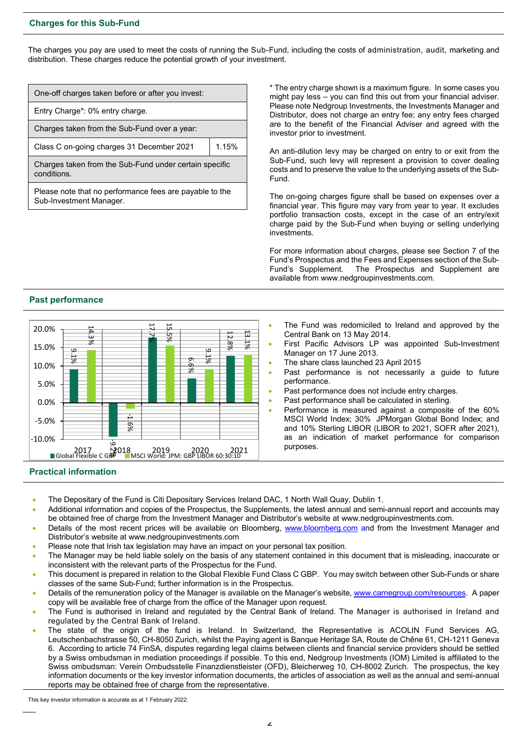## Charges for this Sub-Fund

The charges you pay are used to meet the costs of running the Sub-Fund, including the costs of administration, audit, marketing and distribution. These charges reduce the potential growth of your investment.

| | |
|---|---|
| One-off charges taken before or after you invest: | |
| Entry Charge*: 0% entry charge. | |
| Charges taken from the Sub-Fund over a year: | |
| Class C on-going charges 31 December 2021 | 1.15% |
| Charges taken from the Sub-Fund under certain specific conditions. | |
| Please note that no performance fees are payable to the Sub-Investment Manager. | |

* The entry charge shown is a maximum figure. In some cases you might pay less – you can find this out from your financial adviser. Please note Nedgroup Investments, the Investments Manager and Distributor, does not charge an entry fee; any entry fees charged are to the benefit of the Financial Adviser and agreed with the investor prior to investment.

An anti-dilution levy may be charged on entry to or exit from the Sub-Fund, such levy will represent a provision to cover dealing costs and to preserve the value to the underlying assets of the Sub-Fund.

The on-going charges figure shall be based on expenses over a financial year. This figure may vary from year to year. It excludes portfolio transaction costs, except in the case of an entry/exit charge paid by the Sub-Fund when buying or selling underlying investments.

For more information about charges, please see Section 7 of the Fund's Prospectus and the Fees and Expenses section of the Sub-Fund's Supplement. The Prospectus and Supplement are available from www.nedgroupinvestments.com.

## Past performance

20.0%
15.0%
10.0%
5.0%
0.0%
-5.0%
-10.0%

9.1% 14.3%
-9.2% -1.6%
17.7% 15.5%
6.6% 9.1%
12.8% 13.1%

2017 2018 2019 2020 2021

Global Flexible C GBP   MSCI World: JPM: GBP LIBOR 60:30:10

- The Fund was redomiciled to Ireland and approved by the Central Bank on 13 May 2014.
- First Pacific Advisors LP was appointed Sub-Investment Manager on 17 June 2013.
- The share class launched 23 April 2015
- Past performance is not necessarily a guide to future performance.
- Past performance does not include entry charges.
- Past performance shall be calculated in sterling.
- Performance is measured against a composite of the 60% MSCI World Index; 30% JPMorgan Global Bond Index; and and 10% Sterling LIBOR (LIBOR to 2021, SOFR after 2021), as an indication of market performance for comparison purposes.

## Practical information

- The Depositary of the Fund is Citi Depositary Services Ireland DAC, 1 North Wall Quay, Dublin 1.
- Additional information and copies of the Prospectus, the Supplements, the latest annual and semi-annual report and accounts may be obtained free of charge from the Investment Manager and Distributor's website at www.nedgroupinvestments.com.
- Details of the most recent prices will be available on Bloomberg, www.bloomberg.com and from the Investment Manager and Distributor's website at www.nedgroupinvestments.com
- Please note that Irish tax legislation may have an impact on your personal tax position.
- The Manager may be held liable solely on the basis of any statement contained in this document that is misleading, inaccurate or inconsistent with the relevant parts of the Prospectus for the Fund.
- This document is prepared in relation to the Global Flexible Fund Class C GBP. You may switch between other Sub-Funds or share classes of the same Sub-Fund; further information is in the Prospectus.
- Details of the remuneration policy of the Manager is available on the Manager's website, www.carnegroup.com/resources. A paper copy will be available free of charge from the office of the Manager upon request.
- The Fund is authorised in Ireland and regulated by the Central Bank of Ireland. The Manager is authorised in Ireland and regulated by the Central Bank of Ireland.
- The state of the origin of the fund is Ireland. In Switzerland, the Representative is ACOLIN Fund Services AG, Leutschenbachstrasse 50, CH-8050 Zurich, whilst the Paying agent is Banque Heritage SA, Route de Chêne 61, CH-1211 Geneva 6. According to article 74 FinSA, disputes regarding legal claims between clients and financial service providers should be settled by a Swiss ombudsman in mediation proceedings if possible. To this end, Nedgroup Investments (IOM) Limited is affiliated to the Swiss ombudsman: Verein Ombudsstelle Finanzdienstleister (OFD), Bleicherweg 10, CH-8002 Zurich. The prospectus, the key information documents or the key investor information documents, the articles of association as well as the annual and semi-annual reports may be obtained free of charge from the representative.

This key investor information is accurate as at 1 February 2022.